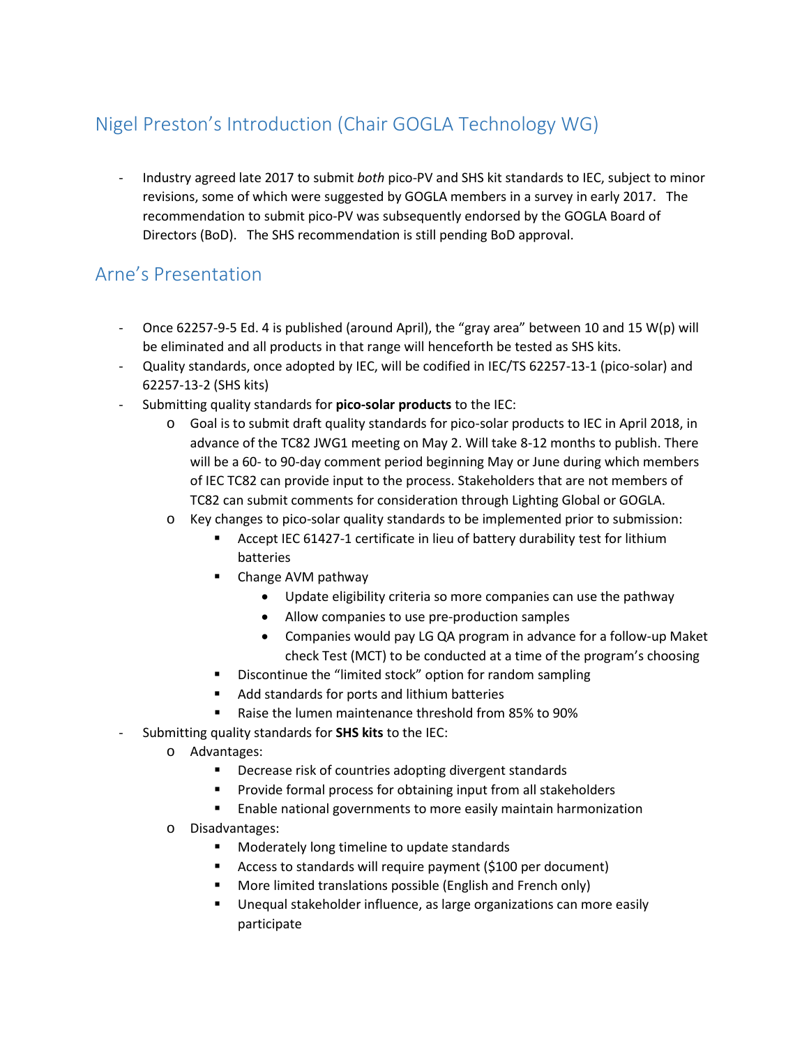## Nigel Preston's Introduction (Chair GOGLA Technology WG)

- Industry agreed late 2017 to submit *both* pico-PV and SHS kit standards to IEC, subject to minor revisions, some of which were suggested by GOGLA members in a survey in early 2017. The recommendation to submit pico-PV was subsequently endorsed by the GOGLA Board of Directors (BoD). The SHS recommendation is still pending BoD approval.

## Arne's Presentation

- Once 62257-9-5 Ed. 4 is published (around April), the "gray area" between 10 and 15 W(p) will be eliminated and all products in that range will henceforth be tested as SHS kits.
- Quality standards, once adopted by IEC, will be codified in IEC/TS 62257-13-1 (pico-solar) and 62257-13-2 (SHS kits)
- Submitting quality standards for **pico-solar products** to the IEC:
    - Goal is to submit draft quality standards for pico-solar products to IEC in April 2018, in advance of the TC82 JWG1 meeting on May 2. Will take 8-12 months to publish. There will be a 60- to 90-day comment period beginning May or June during which members of IEC TC82 can provide input to the process. Stakeholders that are not members of TC82 can submit comments for consideration through Lighting Global or GOGLA.
    - Key changes to pico-solar quality standards to be implemented prior to submission:
        - Accept IEC 61427-1 certificate in lieu of battery durability test for lithium batteries
        - Change AVM pathway
            - Update eligibility criteria so more companies can use the pathway
            - Allow companies to use pre-production samples
            - Companies would pay LG QA program in advance for a follow-up Maket check Test (MCT) to be conducted at a time of the program's choosing
        - Discontinue the "limited stock" option for random sampling
        - Add standards for ports and lithium batteries
        - Raise the lumen maintenance threshold from 85% to 90%
- Submitting quality standards for **SHS kits** to the IEC:
    - Advantages:
        - Decrease risk of countries adopting divergent standards
        - Provide formal process for obtaining input from all stakeholders
        - Enable national governments to more easily maintain harmonization
    - Disadvantages:
        - Moderately long timeline to update standards
        - Access to standards will require payment ($100 per document)
        - More limited translations possible (English and French only)
        - Unequal stakeholder influence, as large organizations can more easily participate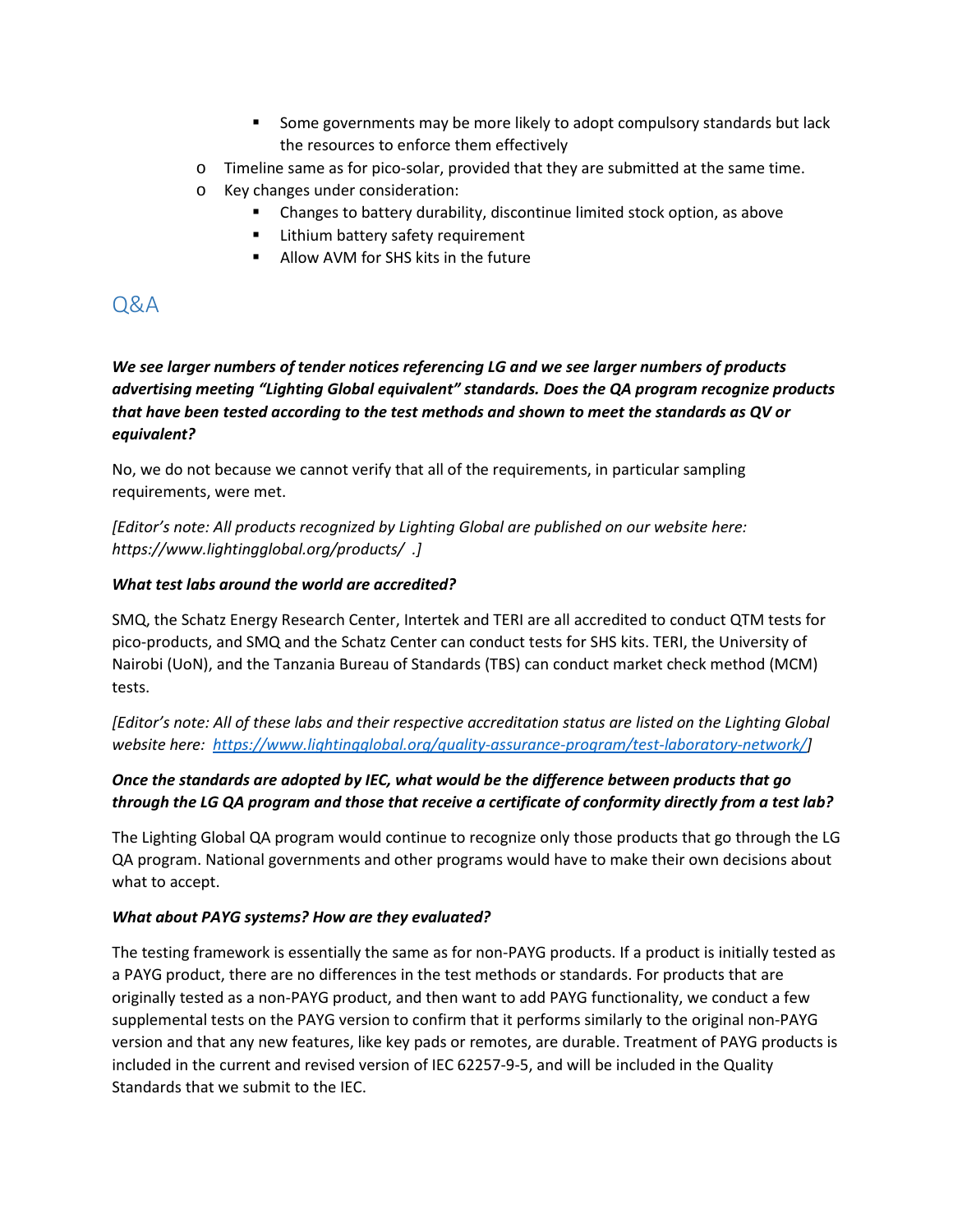- Some governments may be more likely to adopt compulsory standards but lack the resources to enforce them effectively
    - Timeline same as for pico-solar, provided that they are submitted at the same time.
    - Key changes under consideration:
        - Changes to battery durability, discontinue limited stock option, as above
        - Lithium battery safety requirement
        - Allow AVM for SHS kits in the future

## Q&A

***We see larger numbers of tender notices referencing LG and we see larger numbers of products advertising meeting "Lighting Global equivalent" standards. Does the QA program recognize products that have been tested according to the test methods and shown to meet the standards as QV or equivalent?***

No, we do not because we cannot verify that all of the requirements, in particular sampling requirements, were met.

*[Editor's note: All products recognized by Lighting Global are published on our website here: https://www.lightingglobal.org/products/ .]*

***What test labs around the world are accredited?***

SMQ, the Schatz Energy Research Center, Intertek and TERI are all accredited to conduct QTM tests for pico-products, and SMQ and the Schatz Center can conduct tests for SHS kits. TERI, the University of Nairobi (UoN), and the Tanzania Bureau of Standards (TBS) can conduct market check method (MCM) tests.

*[Editor's note: All of these labs and their respective accreditation status are listed on the Lighting Global website here: https://www.lightingglobal.org/quality-assurance-program/test-laboratory-network/]*

***Once the standards are adopted by IEC, what would be the difference between products that go through the LG QA program and those that receive a certificate of conformity directly from a test lab?***

The Lighting Global QA program would continue to recognize only those products that go through the LG QA program. National governments and other programs would have to make their own decisions about what to accept.

***What about PAYG systems? How are they evaluated?***

The testing framework is essentially the same as for non-PAYG products. If a product is initially tested as a PAYG product, there are no differences in the test methods or standards. For products that are originally tested as a non-PAYG product, and then want to add PAYG functionality, we conduct a few supplemental tests on the PAYG version to confirm that it performs similarly to the original non-PAYG version and that any new features, like key pads or remotes, are durable. Treatment of PAYG products is included in the current and revised version of IEC 62257-9-5, and will be included in the Quality Standards that we submit to the IEC.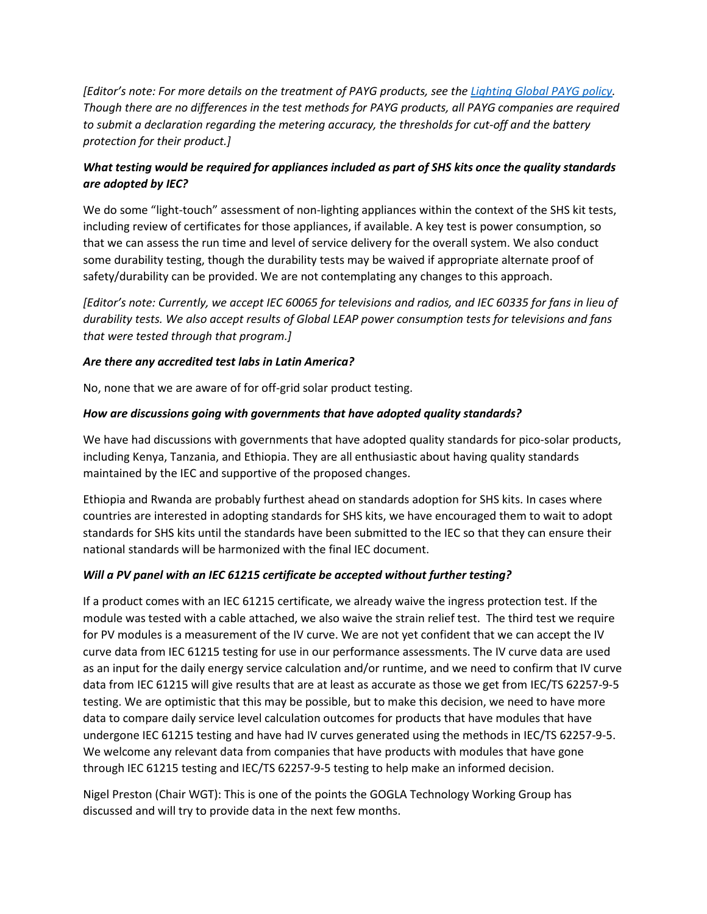*[Editor's note: For more details on the treatment of PAYG products, see the [Lighting Global PAYG policy](). Though there are no differences in the test methods for PAYG products, all PAYG companies are required to submit a declaration regarding the metering accuracy, the thresholds for cut-off and the battery protection for their product.]*

***What testing would be required for appliances included as part of SHS kits once the quality standards are adopted by IEC?***

We do some "light-touch" assessment of non-lighting appliances within the context of the SHS kit tests, including review of certificates for those appliances, if available. A key test is power consumption, so that we can assess the run time and level of service delivery for the overall system. We also conduct some durability testing, though the durability tests may be waived if appropriate alternate proof of safety/durability can be provided. We are not contemplating any changes to this approach.

*[Editor's note: Currently, we accept IEC 60065 for televisions and radios, and IEC 60335 for fans in lieu of durability tests. We also accept results of Global LEAP power consumption tests for televisions and fans that were tested through that program.]*

***Are there any accredited test labs in Latin America?***

No, none that we are aware of for off-grid solar product testing.

***How are discussions going with governments that have adopted quality standards?***

We have had discussions with governments that have adopted quality standards for pico-solar products, including Kenya, Tanzania, and Ethiopia. They are all enthusiastic about having quality standards maintained by the IEC and supportive of the proposed changes.

Ethiopia and Rwanda are probably furthest ahead on standards adoption for SHS kits. In cases where countries are interested in adopting standards for SHS kits, we have encouraged them to wait to adopt standards for SHS kits until the standards have been submitted to the IEC so that they can ensure their national standards will be harmonized with the final IEC document.

***Will a PV panel with an IEC 61215 certificate be accepted without further testing?***

If a product comes with an IEC 61215 certificate, we already waive the ingress protection test. If the module was tested with a cable attached, we also waive the strain relief test. The third test we require for PV modules is a measurement of the IV curve. We are not yet confident that we can accept the IV curve data from IEC 61215 testing for use in our performance assessments. The IV curve data are used as an input for the daily energy service calculation and/or runtime, and we need to confirm that IV curve data from IEC 61215 will give results that are at least as accurate as those we get from IEC/TS 62257-9-5 testing. We are optimistic that this may be possible, but to make this decision, we need to have more data to compare daily service level calculation outcomes for products that have modules that have undergone IEC 61215 testing and have had IV curves generated using the methods in IEC/TS 62257-9-5. We welcome any relevant data from companies that have products with modules that have gone through IEC 61215 testing and IEC/TS 62257-9-5 testing to help make an informed decision.

Nigel Preston (Chair WGT): This is one of the points the GOGLA Technology Working Group has discussed and will try to provide data in the next few months.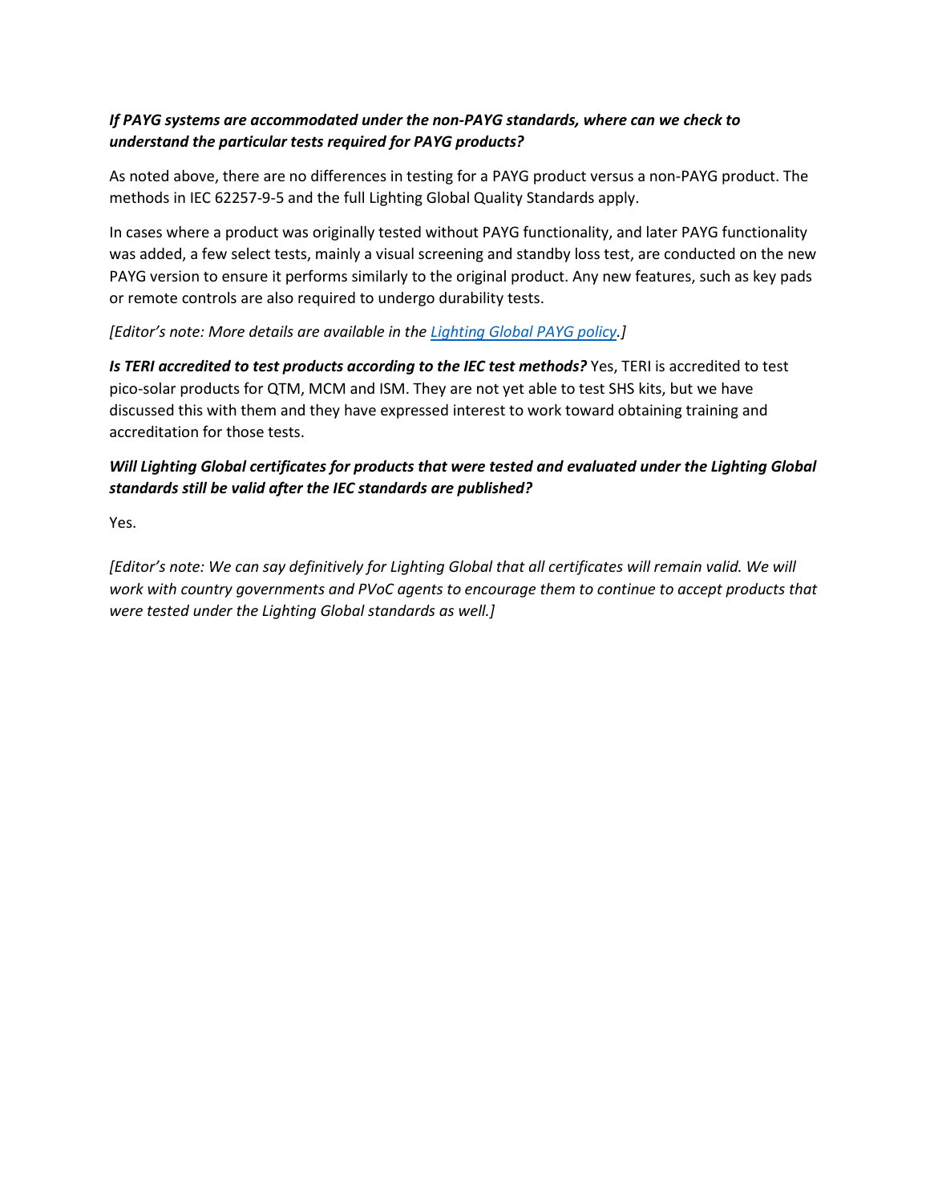***If PAYG systems are accommodated under the non-PAYG standards, where can we check to understand the particular tests required for PAYG products?***

As noted above, there are no differences in testing for a PAYG product versus a non-PAYG product. The methods in IEC 62257-9-5 and the full Lighting Global Quality Standards apply.

In cases where a product was originally tested without PAYG functionality, and later PAYG functionality was added, a few select tests, mainly a visual screening and standby loss test, are conducted on the new PAYG version to ensure it performs similarly to the original product. Any new features, such as key pads or remote controls are also required to undergo durability tests.

*[Editor's note: More details are available in the Lighting Global PAYG policy.]*

***Is TERI accredited to test products according to the IEC test methods?*** Yes, TERI is accredited to test pico-solar products for QTM, MCM and ISM. They are not yet able to test SHS kits, but we have discussed this with them and they have expressed interest to work toward obtaining training and accreditation for those tests.

***Will Lighting Global certificates for products that were tested and evaluated under the Lighting Global standards still be valid after the IEC standards are published?***

Yes.

*[Editor's note: We can say definitively for Lighting Global that all certificates will remain valid. We will work with country governments and PVoC agents to encourage them to continue to accept products that were tested under the Lighting Global standards as well.]*